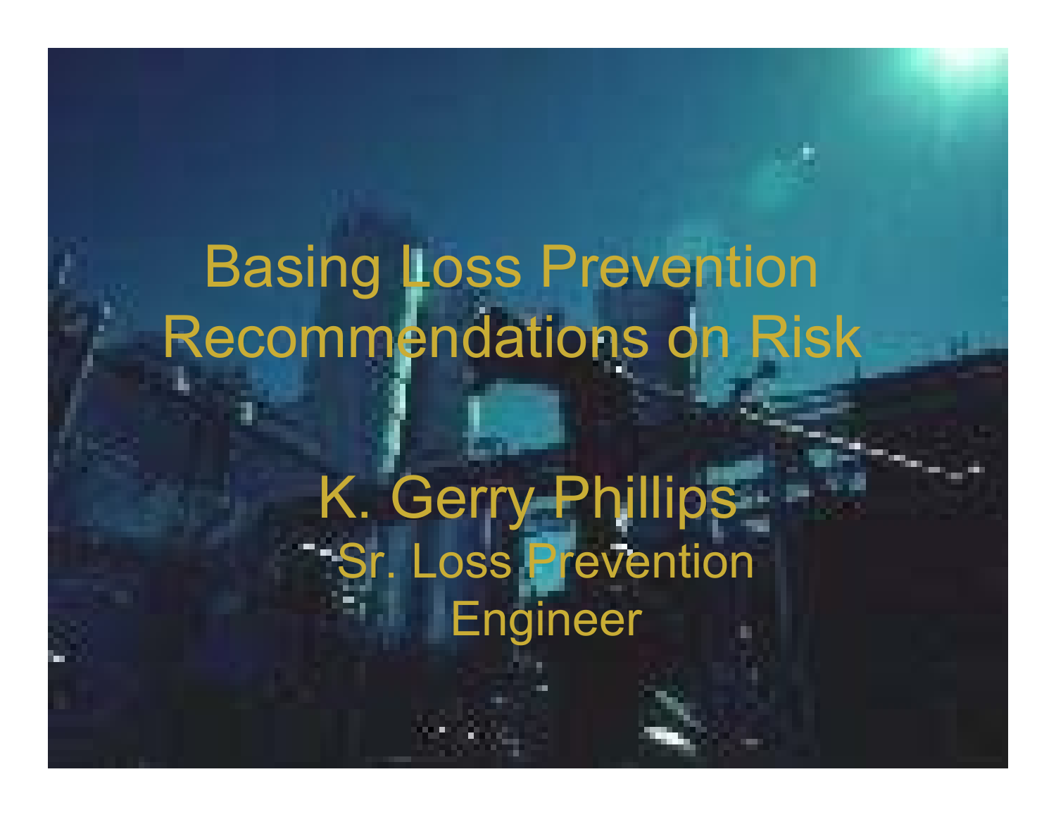# Basing Loss Prevention Recommendations on Risk

K. Gerry Phillips

Sr. Loss Prevention Engineer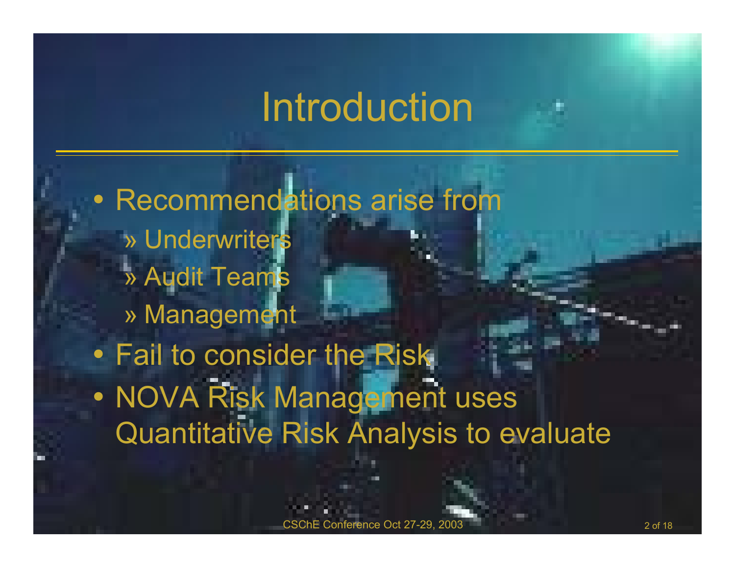# Introduction

- Recommendations arise from
  - » Underwriters
  - » Audit Teams
  - » Management
- Fail to consider the Risk
- NOVA Risk Management uses Quantitative Risk Analysis to evaluate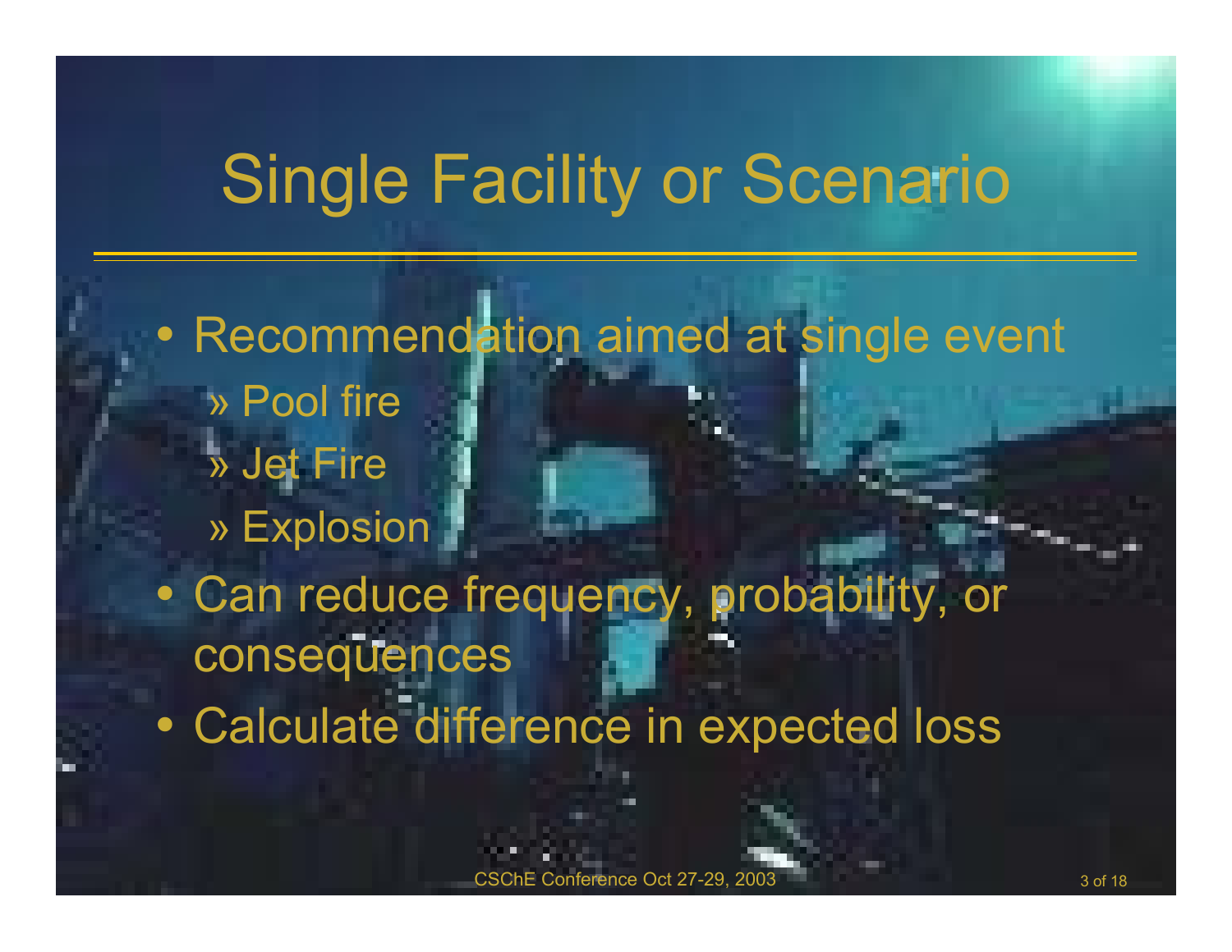# Single Facility or Scenario

- Recommendation aimed at single event
  - » Pool fire
  - » Jet Fire
  - » Explosion
- Can reduce frequency, probability, or consequences
- Calculate difference in expected loss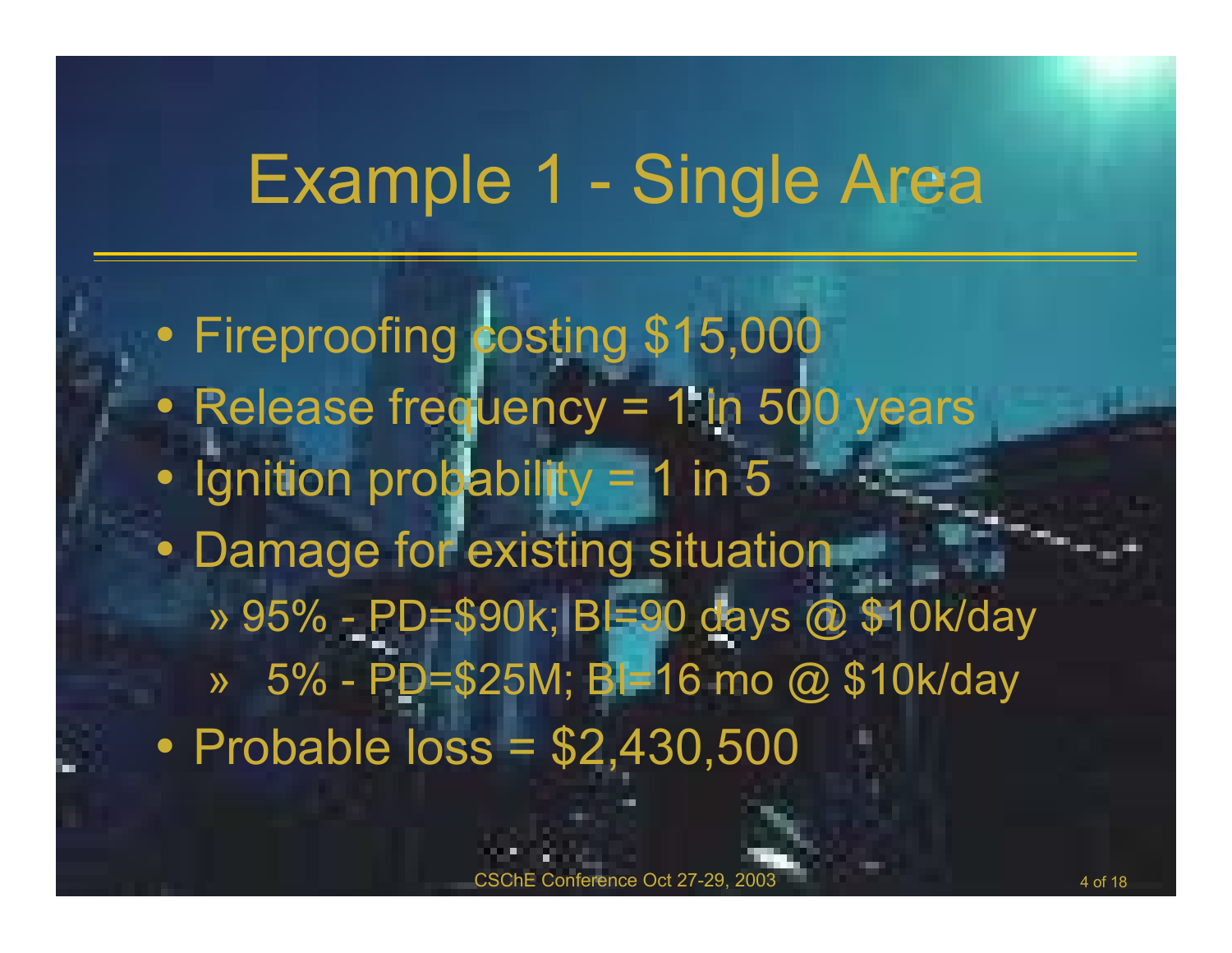# Example 1 - Single Area

- Fireproofing costing $15,000
- Release frequency = 1 in 500 years
- Ignition probability = 1 in 5
- Damage for existing situation
  - 95% - PD=$90k; BI=90 days @ $10k/day
  - 5% - PD=$25M; BI=16 mo @ $10k/day
- Probable loss = $2,430,500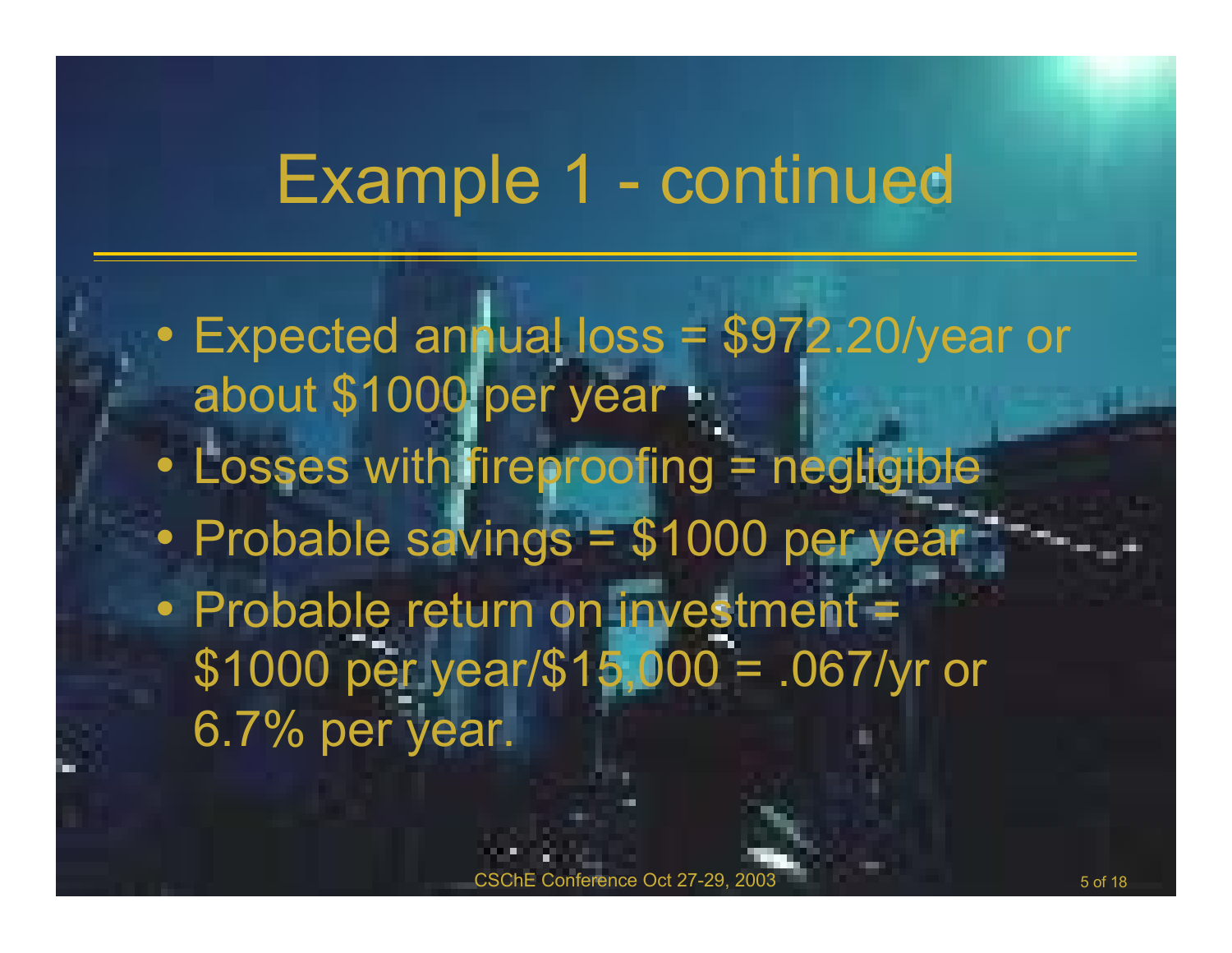# Example 1 - continued

- Expected annual loss = $972.20/year or about $1000 per year
- Losses with fireproofing = negligible
- Probable savings = $1000 per year
- Probable return on investment = $1000 per year/$15,000 = .067/yr or 6.7% per year.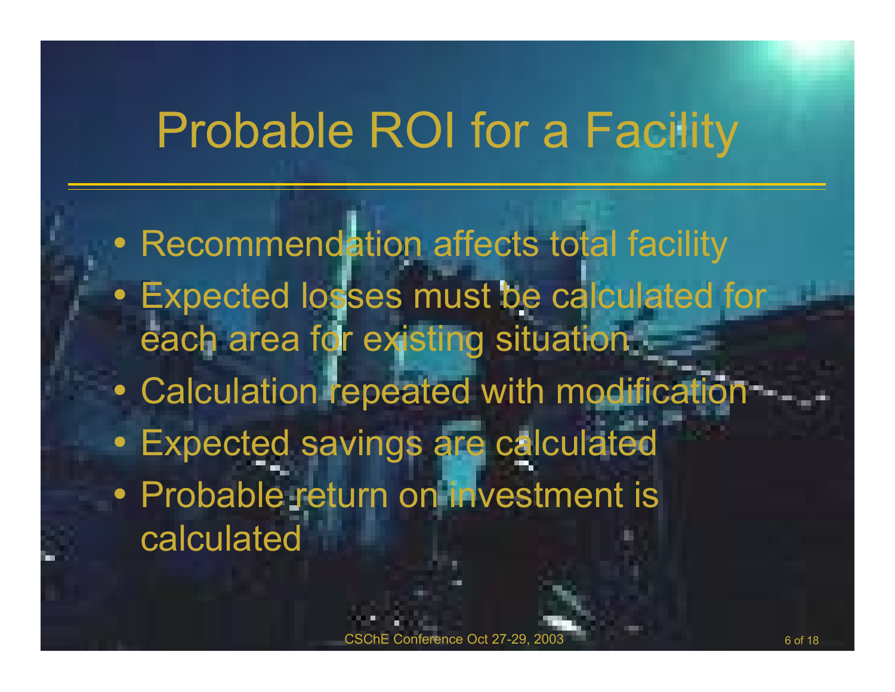# Probable ROI for a Facility

- Recommendation affects total facility
- Expected losses must be calculated for each area for existing situation
- Calculation repeated with modification
- Expected savings are calculated
- Probable return on investment is calculated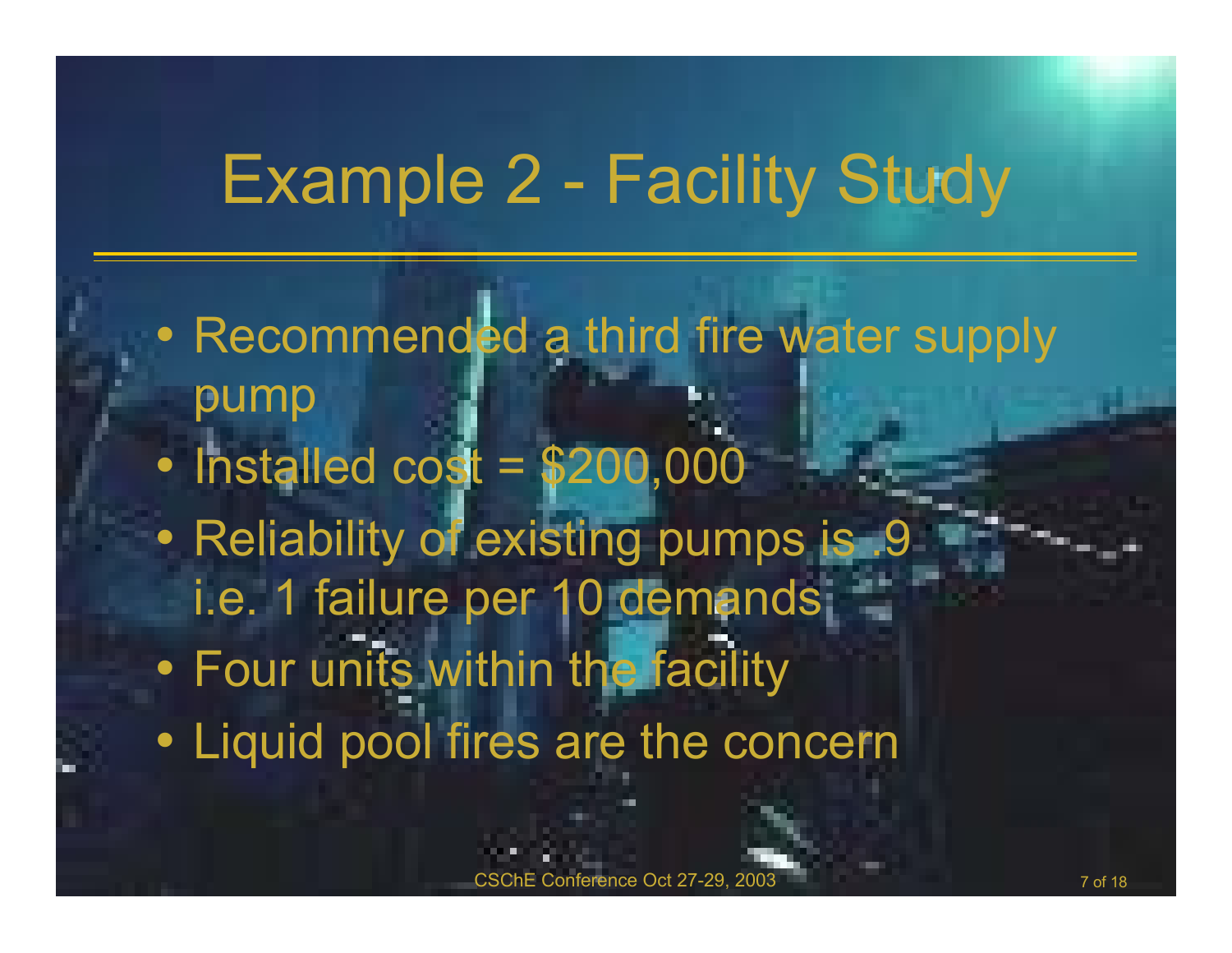# Example 2 - Facility Study

- Recommended a third fire water supply pump
- Installed cost = $200,000
- Reliability of existing pumps is .9 i.e. 1 failure per 10 demands
- Four units within the facility
- Liquid pool fires are the concern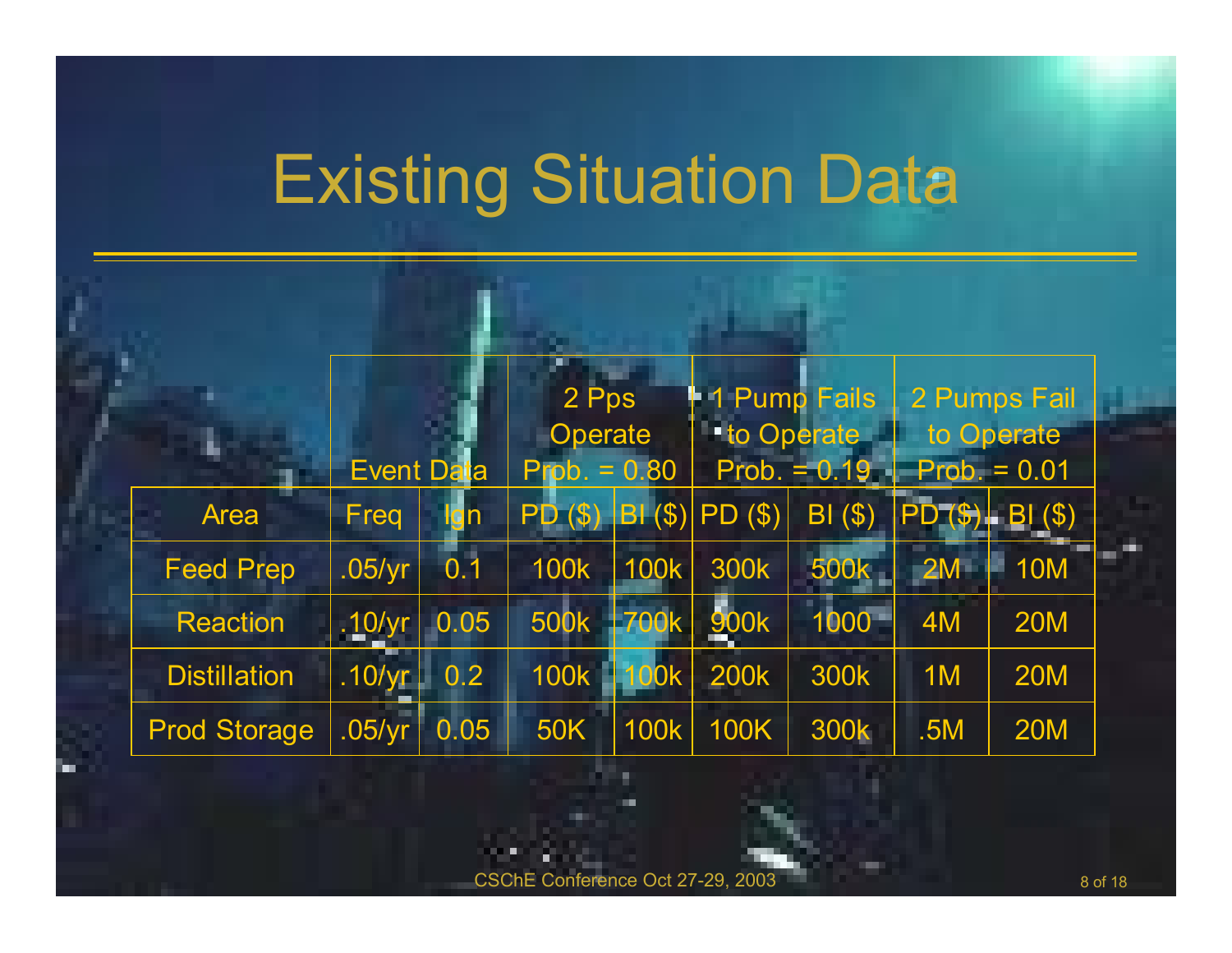# Existing Situation Data

| | Event Data | | 2 Pps Operate Prob. = 0.80 | | 1 Pump Fails to Operate Prob. = 0.19 | | 2 Pumps Fail to Operate Prob. = 0.01 | |
|---|---|---|---|---|---|---|---|---|
| Area | Freq | Ign | PD ($) | BI ($) | PD ($) | BI ($) | PD ($) | BI ($) |
| Feed Prep | .05/yr | 0.1 | 100k | 100k | 300k | 500k | 2M | 10M |
| Reaction | .10/yr | 0.05 | 500k | 700k | 900k | 1000 | 4M | 20M |
| Distillation | .10/yr | 0.2 | 100k | 100k | 200k | 300k | 1M | 20M |
| Prod Storage | .05/yr | 0.05 | 50K | 100k | 100K | 300k | .5M | 20M |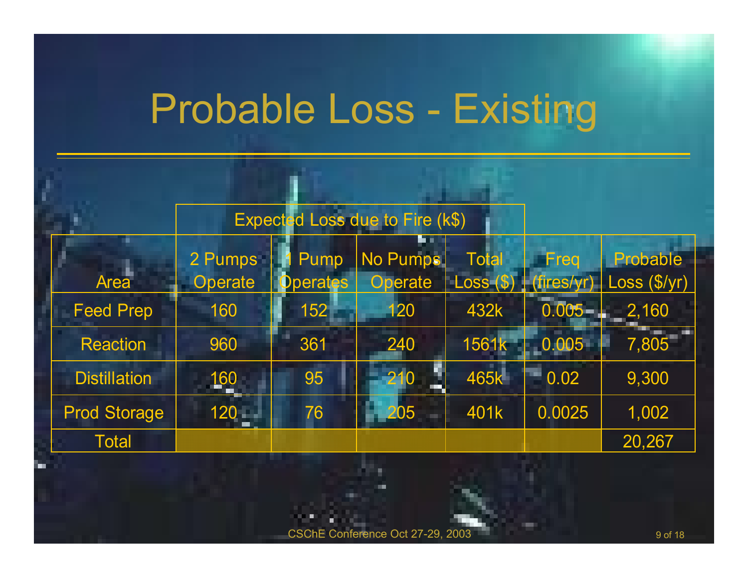# Probable Loss - Existing

| Area | Expected Loss due to Fire (k$) 2 Pumps Operate | 1 Pump Operates | No Pumps Operate | Total Loss ($) | Freq (fires/yr) | Probable Loss ($/yr) |
|---|---|---|---|---|---|---|
| Feed Prep | 160 | 152 | 120 | 432k | 0.005 | 2,160 |
| Reaction | 960 | 361 | 240 | 1561k | 0.005 | 7,805 |
| Distillation | 160 | 95 | 210 | 465k | 0.02 | 9,300 |
| Prod Storage | 120 | 76 | 205 | 401k | 0.0025 | 1,002 |
| Total | | | | | | 20,267 |

CSChE Conference Oct 27-29, 2003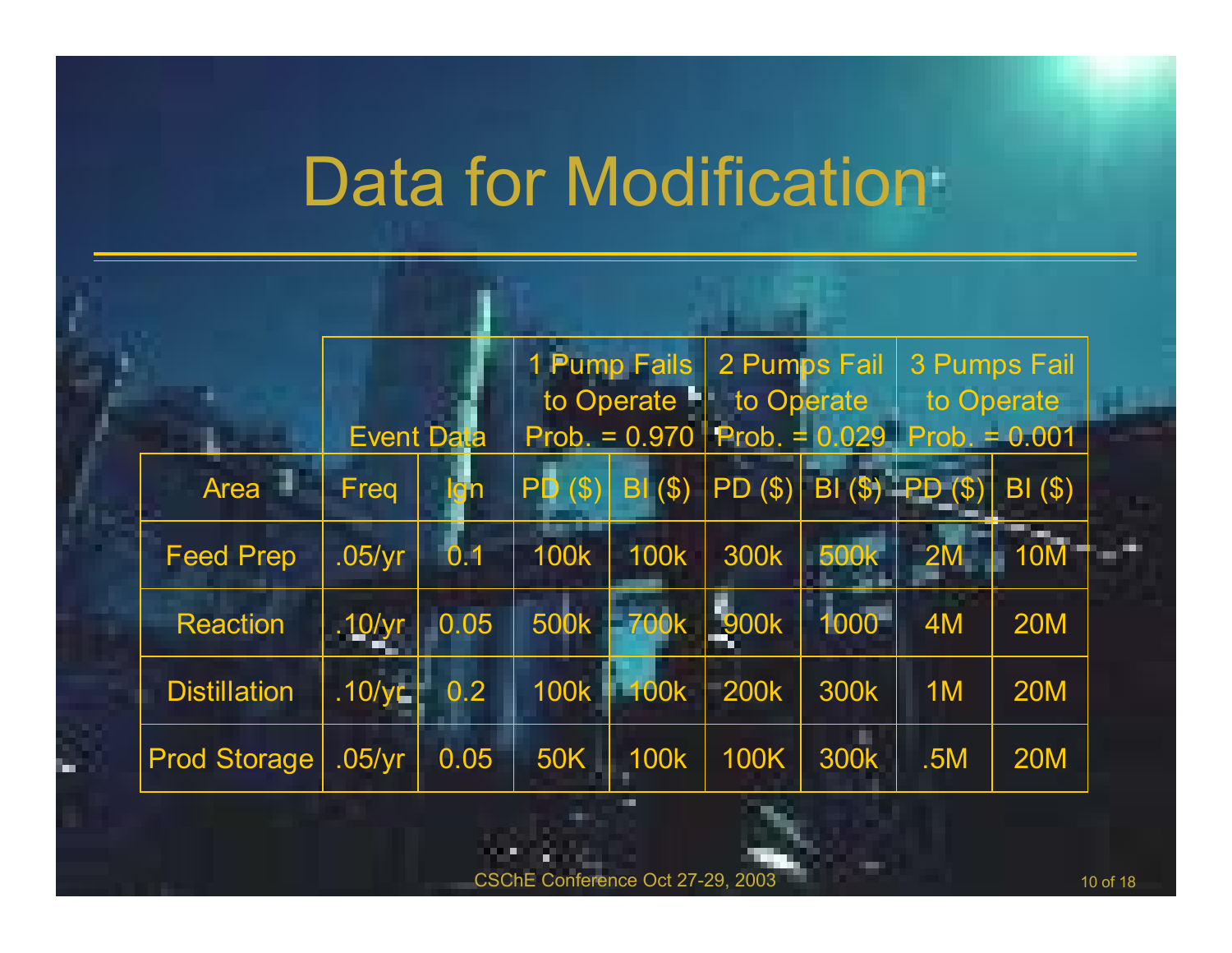# Data for Modification

| | Event Data | | 1 Pump Fails to Operate Prob. = 0.970 | | 2 Pumps Fail to Operate Prob. = 0.029 | | 3 Pumps Fail to Operate Prob. = 0.001 | |
|---|---|---|---|---|---|---|---|---|
| Area | Freq | Ign | PD ($) | BI ($) | PD ($) | BI ($) | PD ($) | BI ($) |
| Feed Prep | .05/yr | 0.1 | 100k | 100k | 300k | 500k | 2M | 10M |
| Reaction | .10/yr | 0.05 | 500k | 700k | 900k | 1000 | 4M | 20M |
| Distillation | .10/yr | 0.2 | 100k | 100k | 200k | 300k | 1M | 20M |
| Prod Storage | .05/yr | 0.05 | 50K | 100k | 100K | 300k | .5M | 20M |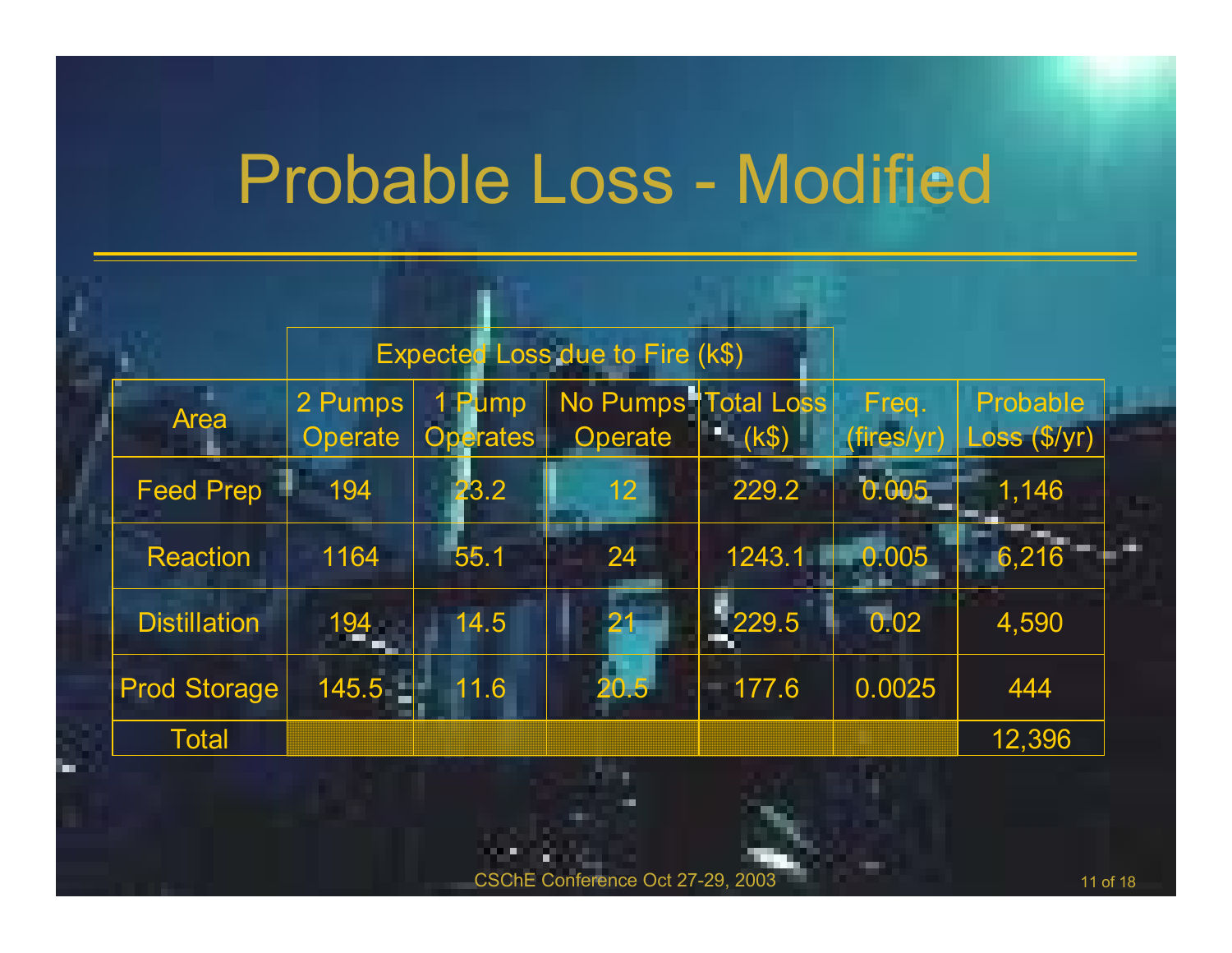# Probable Loss - Modified

| Area | Expected Loss due to Fire (k$) | | | Total Loss (k$) | Freq. (fires/yr) | Probable Loss ($/yr) |
|---|---|---|---|---|---|---|
| | 2 Pumps Operate | 1 Pump Operates | No Pumps Operate | | | |
| Feed Prep | 194 | 23.2 | 12 | 229.2 | 0.005 | 1,146 |
| Reaction | 1164 | 55.1 | 24 | 1243.1 | 0.005 | 6,216 |
| Distillation | 194 | 14.5 | 21 | 229.5 | 0.02 | 4,590 |
| Prod Storage | 145.5 | 11.6 | 20.5 | 177.6 | 0.0025 | 444 |
| Total | | | | | | 12,396 |

CSChE Conference Oct 27-29, 2003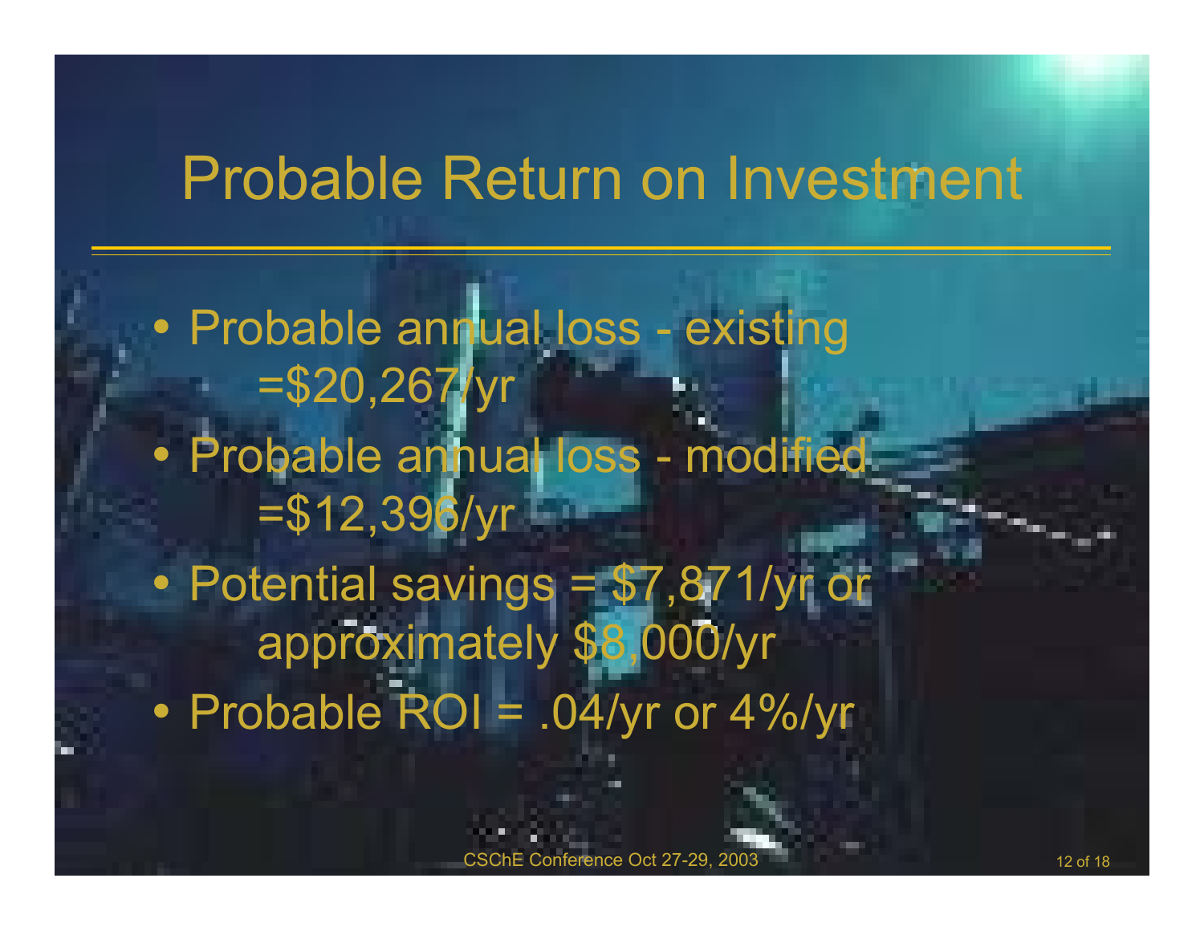# Probable Return on Investment

- Probable annual loss - existing
  =$20,267/yr
- Probable annual loss - modified
  =$12,396/yr
- Potential savings = $7,871/yr or
  approximately $8,000/yr
- Probable ROI = .04/yr or 4%/yr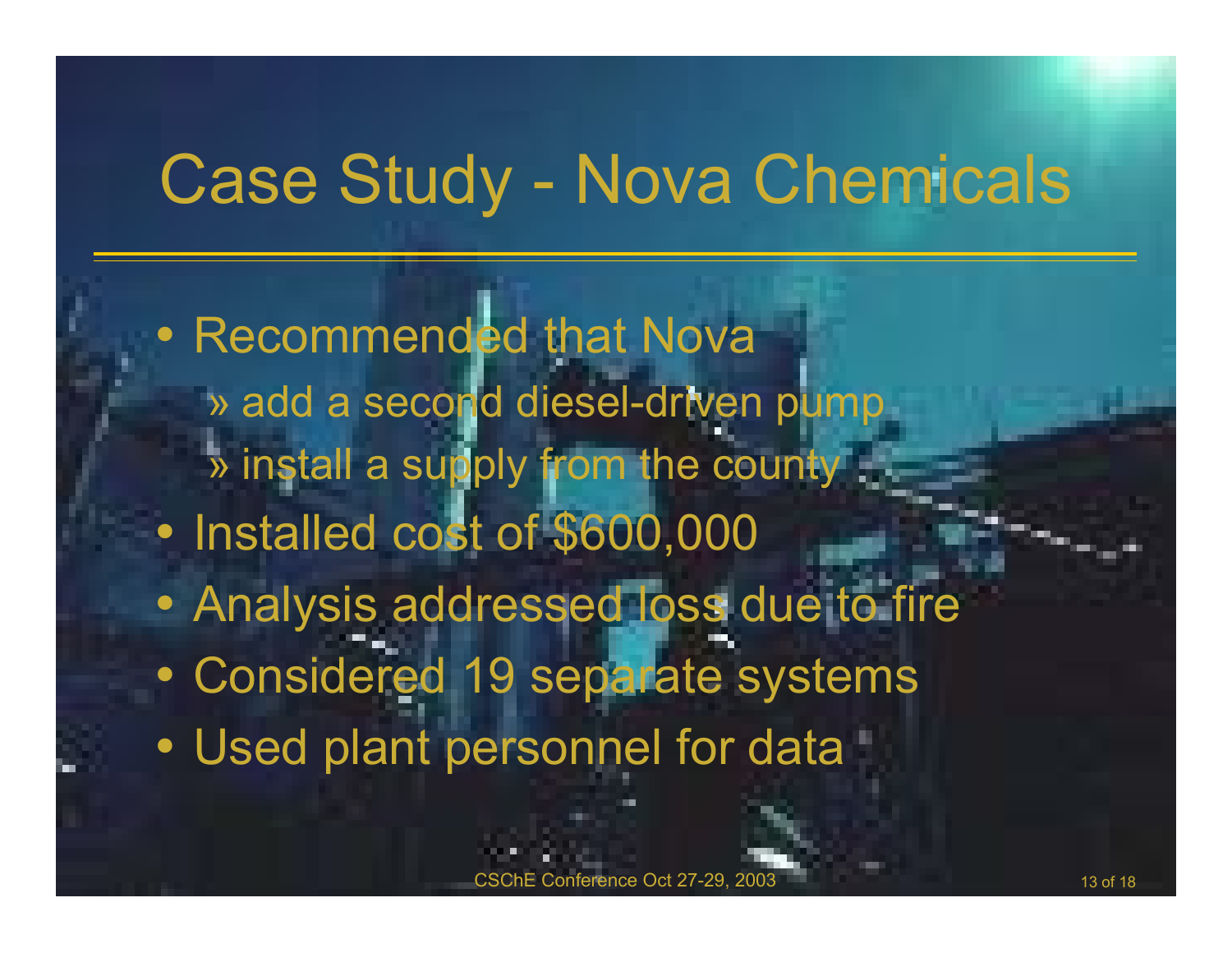# Case Study - Nova Chemicals

- Recommended that Nova
  - » add a second diesel-driven pump
  - » install a supply from the county
- Installed cost of $600,000
- Analysis addressed loss due to fire
- Considered 19 separate systems
- Used plant personnel for data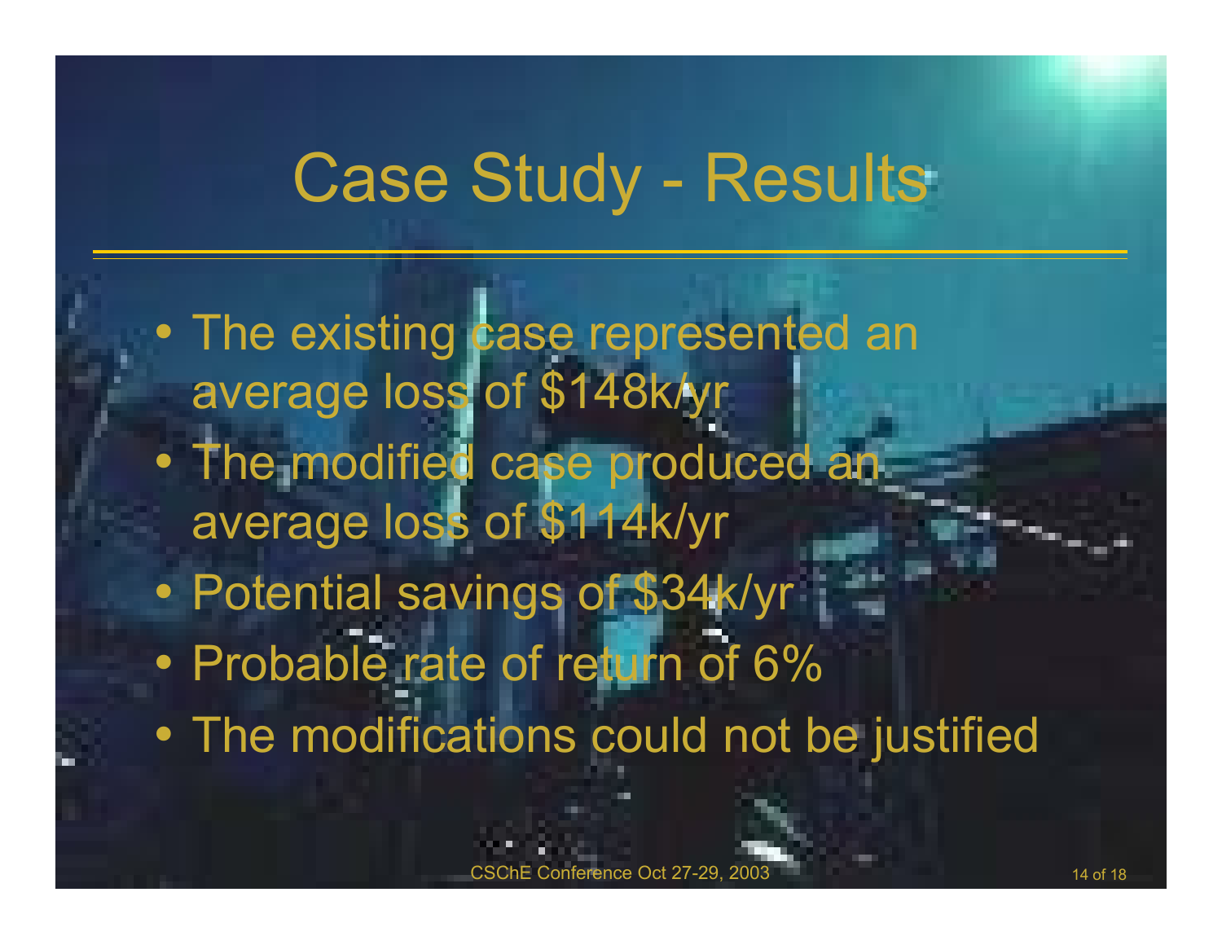# Case Study - Results

- The existing case represented an average loss of $148k/yr
- The modified case produced an average loss of $114k/yr
- Potential savings of $34k/yr
- Probable rate of return of 6%
- The modifications could not be justified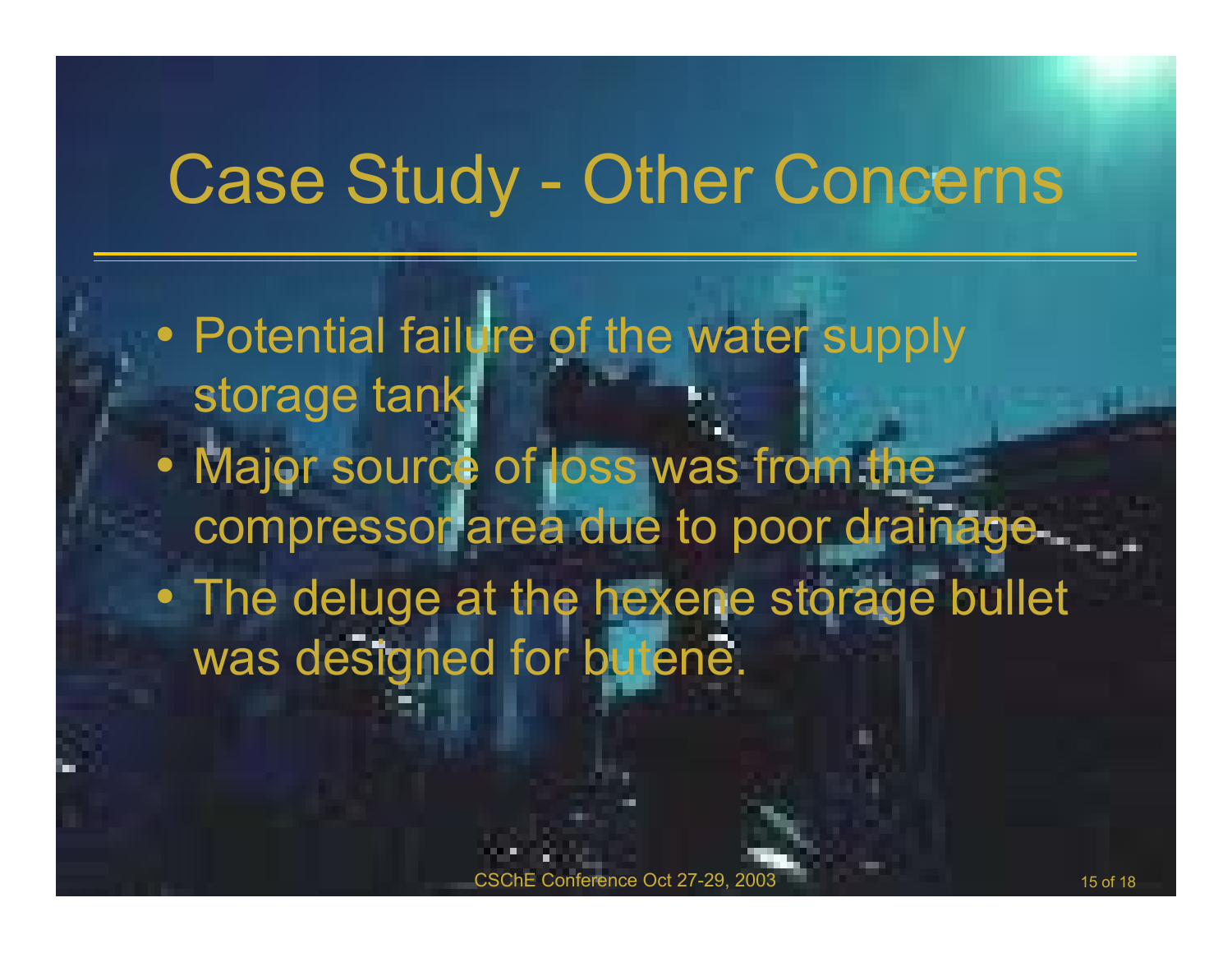# Case Study - Other Concerns

- Potential failure of the water supply storage tank
- Major source of loss was from the compressor area due to poor drainage
- The deluge at the hexene storage bullet was designed for butene.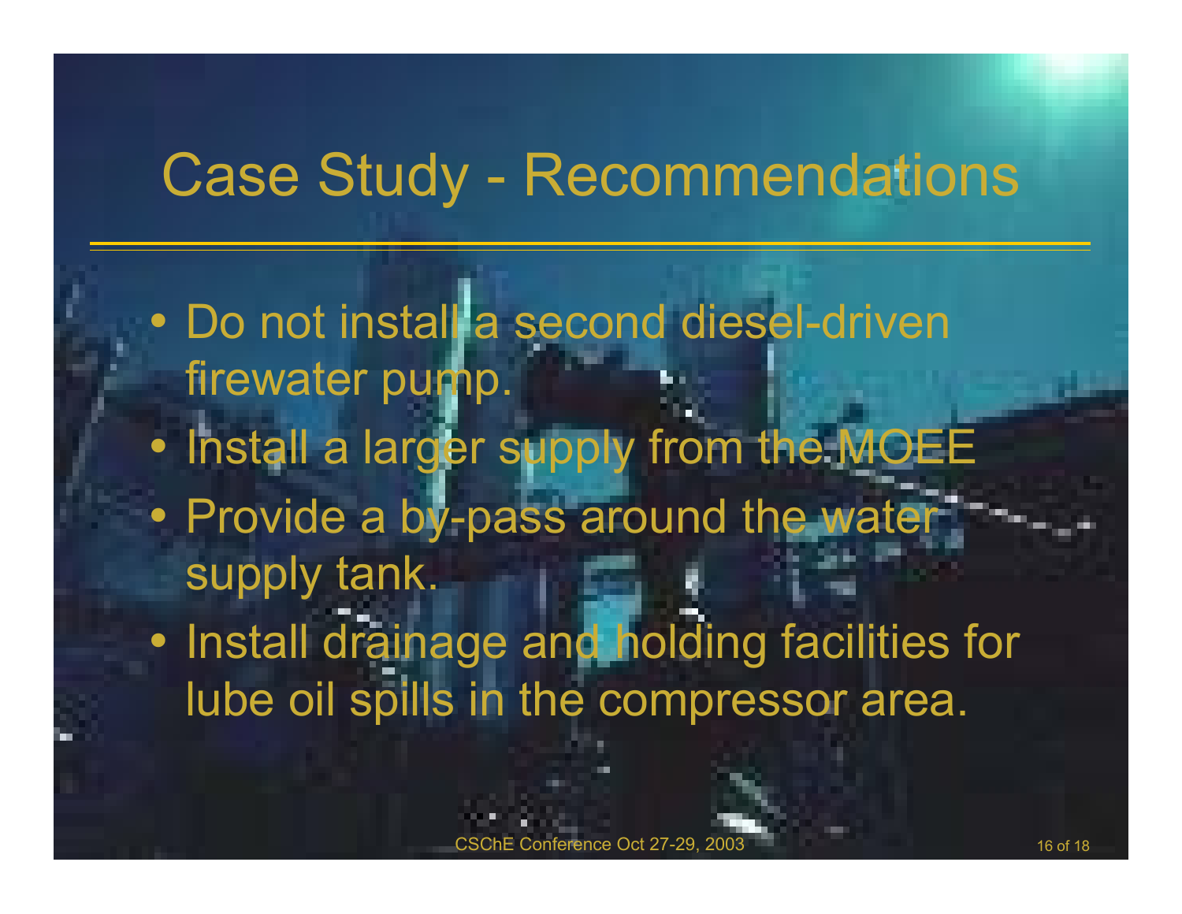# Case Study - Recommendations

- Do not install a second diesel-driven firewater pump.
- Install a larger supply from the MOEE
- Provide a by-pass around the water supply tank.
- Install drainage and holding facilities for lube oil spills in the compressor area.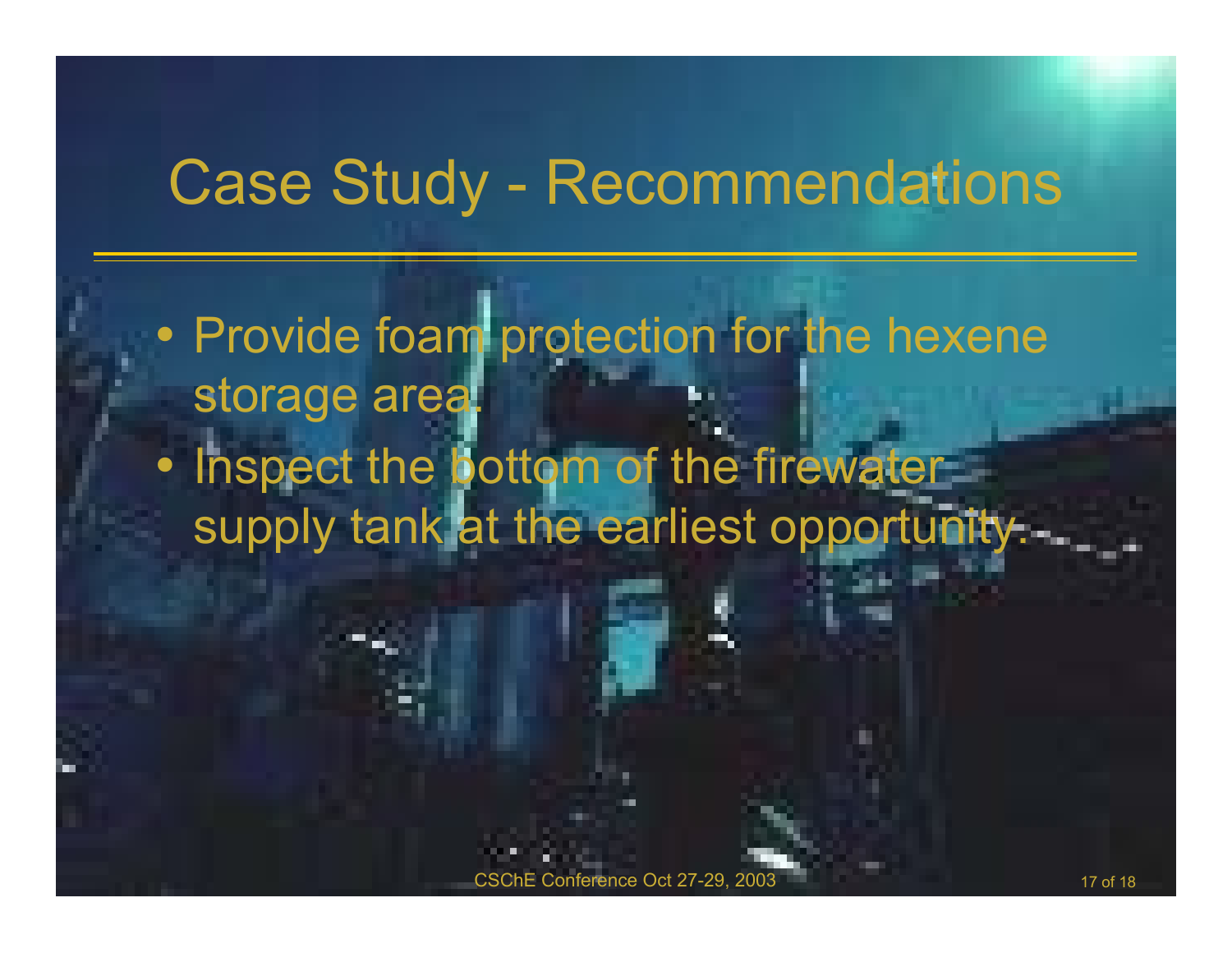# Case Study - Recommendations

- Provide foam protection for the hexene storage area.
- Inspect the bottom of the firewater supply tank at the earliest opportunity.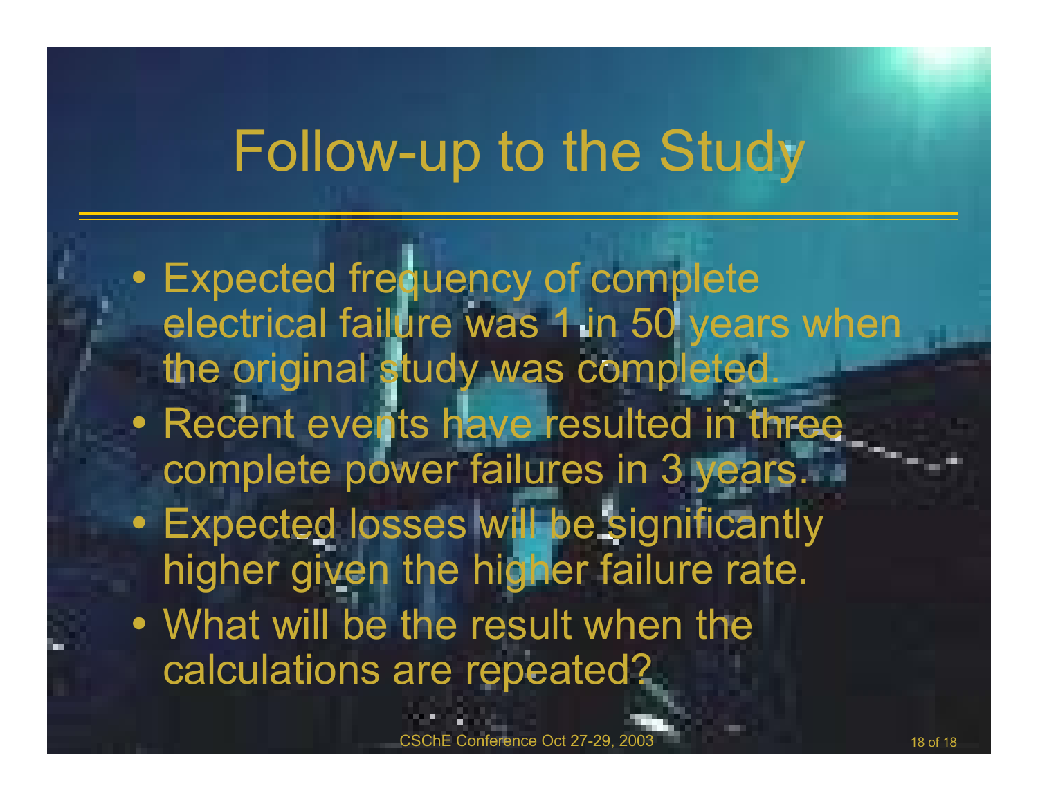# Follow-up to the Study

- Expected frequency of complete electrical failure was 1 in 50 years when the original study was completed.
- Recent events have resulted in three complete power failures in 3 years.
- Expected losses will be significantly higher given the higher failure rate.
- What will be the result when the calculations are repeated?